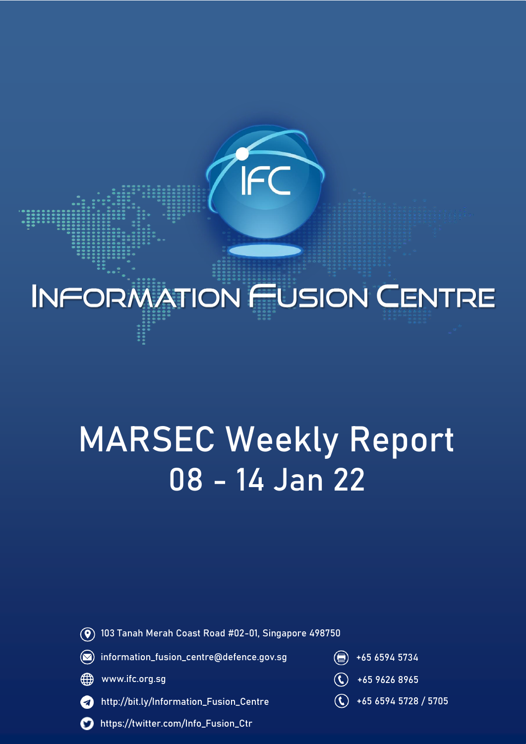# Information Fusion Centre

# MARSEC Weekly Report
## 08 - 14 Jan 22

103 Tanah Merah Coast Road #02-01, Singapore 498750

information_fusion_centre@defence.gov.sg

www.ifc.org.sg

http://bit.ly/Information_Fusion_Centre

https://twitter.com/Info_Fusion_Ctr

+65 6594 5734

+65 9626 8965

+65 6594 5728 / 5705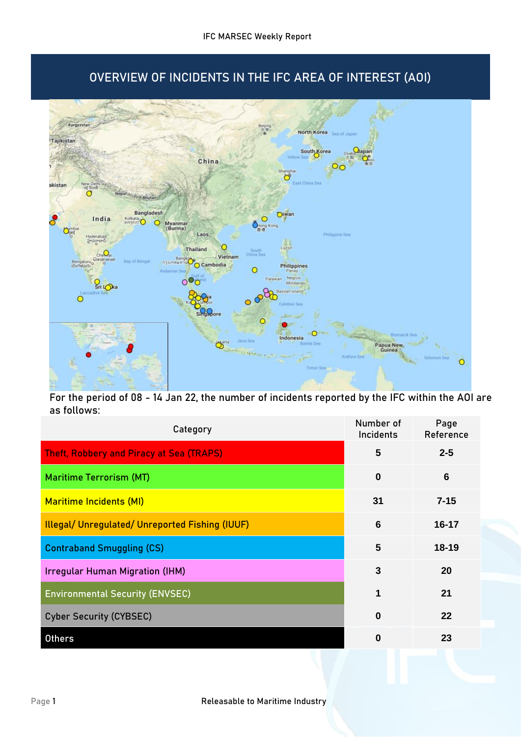# OVERVIEW OF INCIDENTS IN THE IFC AREA OF INTEREST (AOI)

For the period of 08 - 14 Jan 22, the number of incidents reported by the IFC within the AOI are as follows:

| Category | Number of Incidents | Page Reference |
|---|---|---|
| Theft, Robbery and Piracy at Sea (TRAPS) | 5 | 2-5 |
| Maritime Terrorism (MT) | 0 | 6 |
| Maritime Incidents (MI) | 31 | 7-15 |
| Illegal/ Unregulated/ Unreported Fishing (IUUF) | 6 | 16-17 |
| Contraband Smuggling (CS) | 5 | 18-19 |
| Irregular Human Migration (IHM) | 3 | 20 |
| Environmental Security (ENVSEC) | 1 | 21 |
| Cyber Security (CYBSEC) | 0 | 22 |
| Others | 0 | 23 |

Releasable to Maritime Industry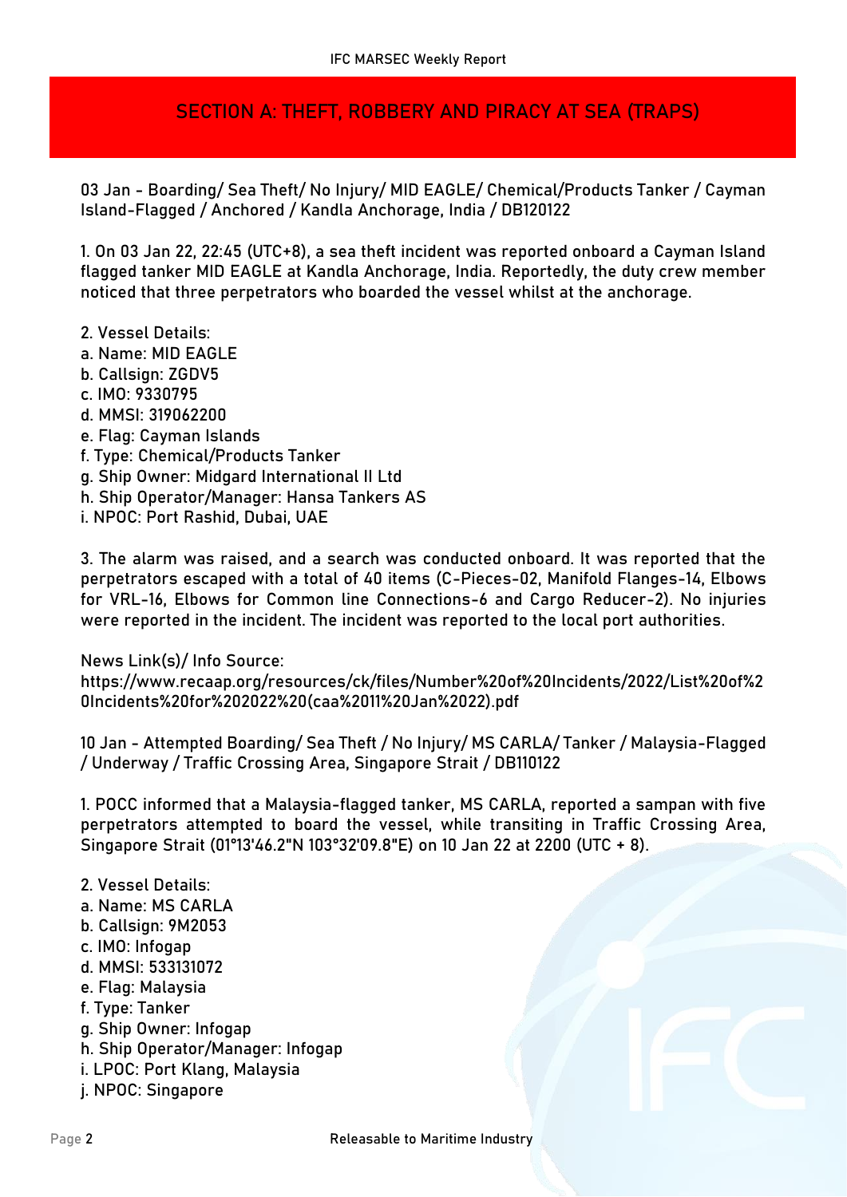## SECTION A: THEFT, ROBBERY AND PIRACY AT SEA (TRAPS)

03 Jan - Boarding/ Sea Theft/ No Injury/ MID EAGLE/ Chemical/Products Tanker / Cayman Island-Flagged / Anchored / Kandla Anchorage, India / DB120122

1. On 03 Jan 22, 22:45 (UTC+8), a sea theft incident was reported onboard a Cayman Island flagged tanker MID EAGLE at Kandla Anchorage, India. Reportedly, the duty crew member noticed that three perpetrators who boarded the vessel whilst at the anchorage.

2. Vessel Details:
a. Name: MID EAGLE
b. Callsign: ZGDV5
c. IMO: 9330795
d. MMSI: 319062200
e. Flag: Cayman Islands
f. Type: Chemical/Products Tanker
g. Ship Owner: Midgard International II Ltd
h. Ship Operator/Manager: Hansa Tankers AS
i. NPOC: Port Rashid, Dubai, UAE

3. The alarm was raised, and a search was conducted onboard. It was reported that the perpetrators escaped with a total of 40 items (C-Pieces-02, Manifold Flanges-14, Elbows for VRL-16, Elbows for Common line Connections-6 and Cargo Reducer-2). No injuries were reported in the incident. The incident was reported to the local port authorities.

News Link(s)/ Info Source:
https://www.recaap.org/resources/ck/files/Number%20of%20Incidents/2022/List%20of%20Incidents%20for%202022%20(caa%2011%20Jan%2022).pdf

10 Jan - Attempted Boarding/ Sea Theft / No Injury/ MS CARLA/ Tanker / Malaysia-Flagged / Underway / Traffic Crossing Area, Singapore Strait / DB110122

1. POCC informed that a Malaysia-flagged tanker, MS CARLA, reported a sampan with five perpetrators attempted to board the vessel, while transiting in Traffic Crossing Area, Singapore Strait (01°13'46.2"N 103°32'09.8"E) on 10 Jan 22 at 2200 (UTC + 8).

2. Vessel Details:
a. Name: MS CARLA
b. Callsign: 9M2053
c. IMO: Infogap
d. MMSI: 533131072
e. Flag: Malaysia
f. Type: Tanker
g. Ship Owner: Infogap
h. Ship Operator/Manager: Infogap
i. LPOC: Port Klang, Malaysia
j. NPOC: Singapore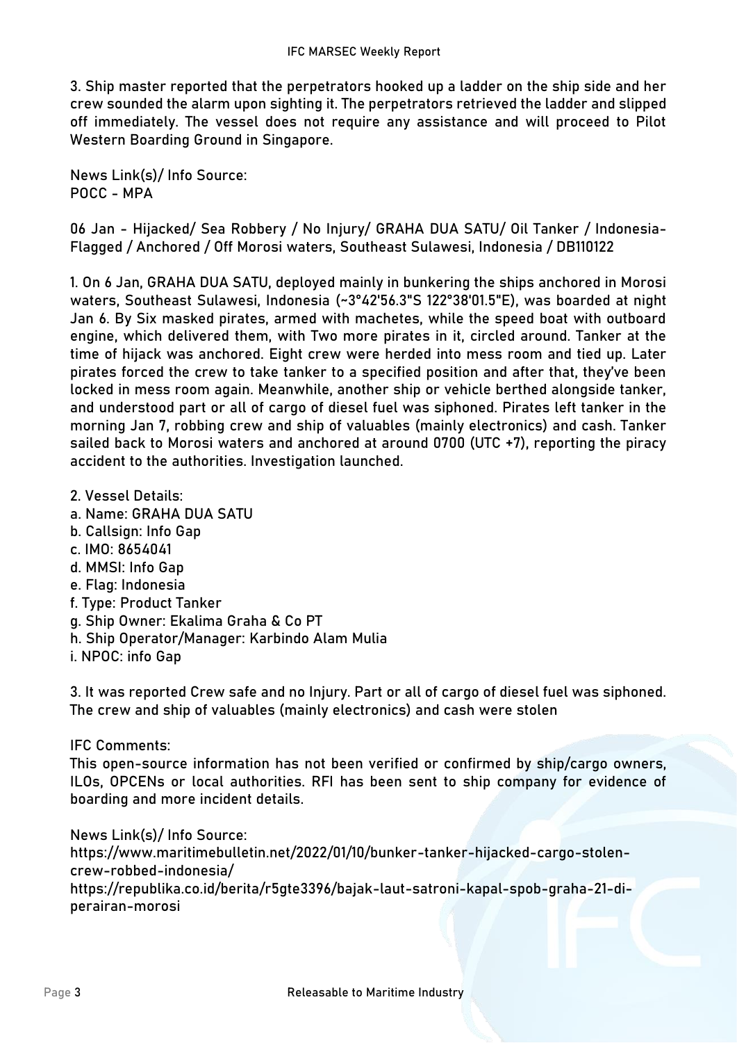3. Ship master reported that the perpetrators hooked up a ladder on the ship side and her crew sounded the alarm upon sighting it. The perpetrators retrieved the ladder and slipped off immediately. The vessel does not require any assistance and will proceed to Pilot Western Boarding Ground in Singapore.

News Link(s)/ Info Source:
POCC - MPA

06 Jan - Hijacked/ Sea Robbery / No Injury/ GRAHA DUA SATU/ Oil Tanker / Indonesia-Flagged / Anchored / Off Morosi waters, Southeast Sulawesi, Indonesia / DB110122

1. On 6 Jan, GRAHA DUA SATU, deployed mainly in bunkering the ships anchored in Morosi waters, Southeast Sulawesi, Indonesia (~3°42'56.3"S 122°38'01.5"E), was boarded at night Jan 6. By Six masked pirates, armed with machetes, while the speed boat with outboard engine, which delivered them, with Two more pirates in it, circled around. Tanker at the time of hijack was anchored. Eight crew were herded into mess room and tied up. Later pirates forced the crew to take tanker to a specified position and after that, they've been locked in mess room again. Meanwhile, another ship or vehicle berthed alongside tanker, and understood part or all of cargo of diesel fuel was siphoned. Pirates left tanker in the morning Jan 7, robbing crew and ship of valuables (mainly electronics) and cash. Tanker sailed back to Morosi waters and anchored at around 0700 (UTC +7), reporting the piracy accident to the authorities. Investigation launched.

2. Vessel Details:
a. Name: GRAHA DUA SATU
b. Callsign: Info Gap
c. IMO: 8654041
d. MMSI: Info Gap
e. Flag: Indonesia
f. Type: Product Tanker
g. Ship Owner: Ekalima Graha & Co PT
h. Ship Operator/Manager: Karbindo Alam Mulia
i. NPOC: info Gap

3. It was reported Crew safe and no Injury. Part or all of cargo of diesel fuel was siphoned. The crew and ship of valuables (mainly electronics) and cash were stolen

IFC Comments:
This open-source information has not been verified or confirmed by ship/cargo owners, ILOs, OPCENs or local authorities. RFI has been sent to ship company for evidence of boarding and more incident details.

News Link(s)/ Info Source:
https://www.maritimebulletin.net/2022/01/10/bunker-tanker-hijacked-cargo-stolen-crew-robbed-indonesia/
https://republika.co.id/berita/r5gte3396/bajak-laut-satroni-kapal-spob-graha-21-di-perairan-morosi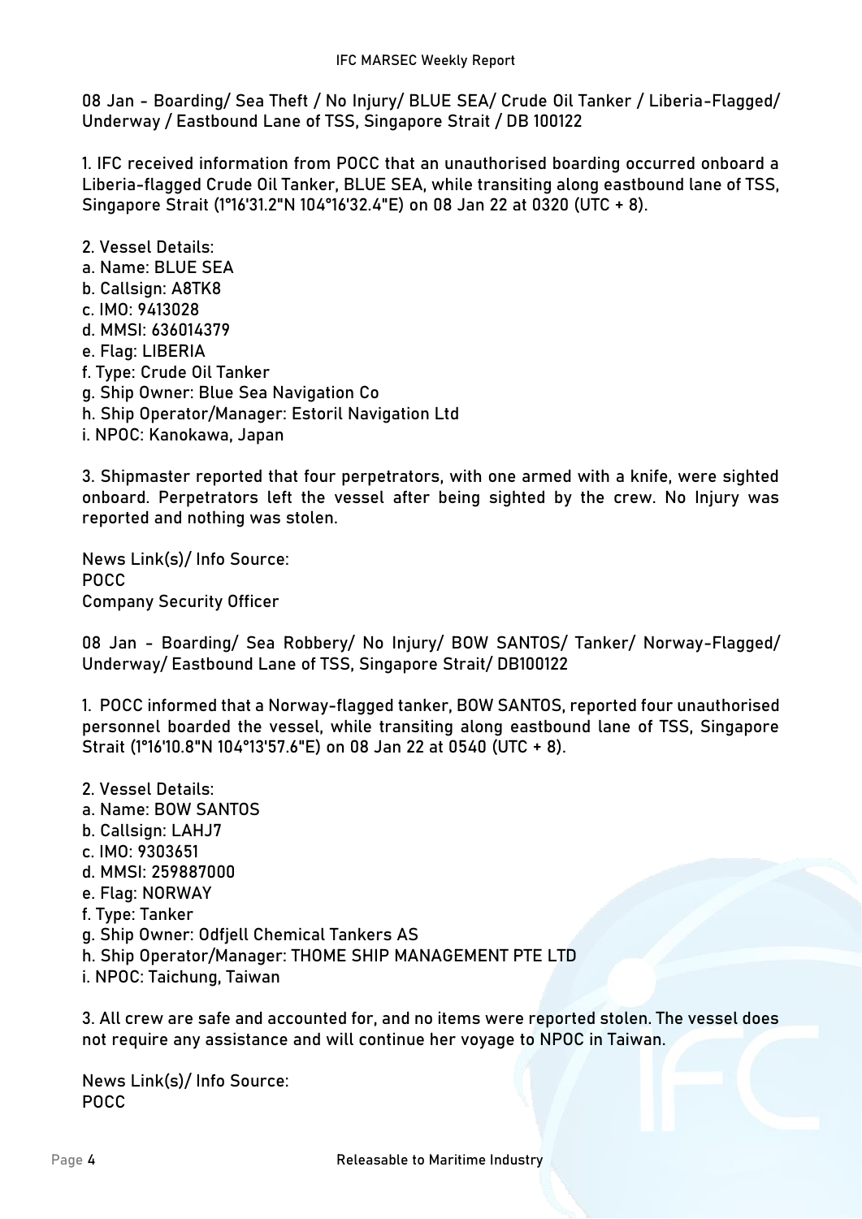08 Jan - Boarding/ Sea Theft / No Injury/ BLUE SEA/ Crude Oil Tanker / Liberia-Flagged/ Underway / Eastbound Lane of TSS, Singapore Strait / DB 100122

1. IFC received information from POCC that an unauthorised boarding occurred onboard a Liberia-flagged Crude Oil Tanker, BLUE SEA, while transiting along eastbound lane of TSS, Singapore Strait (1°16'31.2"N 104°16'32.4"E) on 08 Jan 22 at 0320 (UTC + 8).

2. Vessel Details:
a. Name: BLUE SEA
b. Callsign: A8TK8
c. IMO: 9413028
d. MMSI: 636014379
e. Flag: LIBERIA
f. Type: Crude Oil Tanker
g. Ship Owner: Blue Sea Navigation Co
h. Ship Operator/Manager: Estoril Navigation Ltd
i. NPOC: Kanokawa, Japan

3. Shipmaster reported that four perpetrators, with one armed with a knife, were sighted onboard. Perpetrators left the vessel after being sighted by the crew. No Injury was reported and nothing was stolen.

News Link(s)/ Info Source:
POCC
Company Security Officer

08 Jan - Boarding/ Sea Robbery/ No Injury/ BOW SANTOS/ Tanker/ Norway-Flagged/ Underway/ Eastbound Lane of TSS, Singapore Strait/ DB100122

1. POCC informed that a Norway-flagged tanker, BOW SANTOS, reported four unauthorised personnel boarded the vessel, while transiting along eastbound lane of TSS, Singapore Strait (1°16'10.8"N 104°13'57.6"E) on 08 Jan 22 at 0540 (UTC + 8).

2. Vessel Details:
a. Name: BOW SANTOS
b. Callsign: LAHJ7
c. IMO: 9303651
d. MMSI: 259887000
e. Flag: NORWAY
f. Type: Tanker
g. Ship Owner: Odfjell Chemical Tankers AS
h. Ship Operator/Manager: THOME SHIP MANAGEMENT PTE LTD
i. NPOC: Taichung, Taiwan

3. All crew are safe and accounted for, and no items were reported stolen. The vessel does not require any assistance and will continue her voyage to NPOC in Taiwan.

News Link(s)/ Info Source:
POCC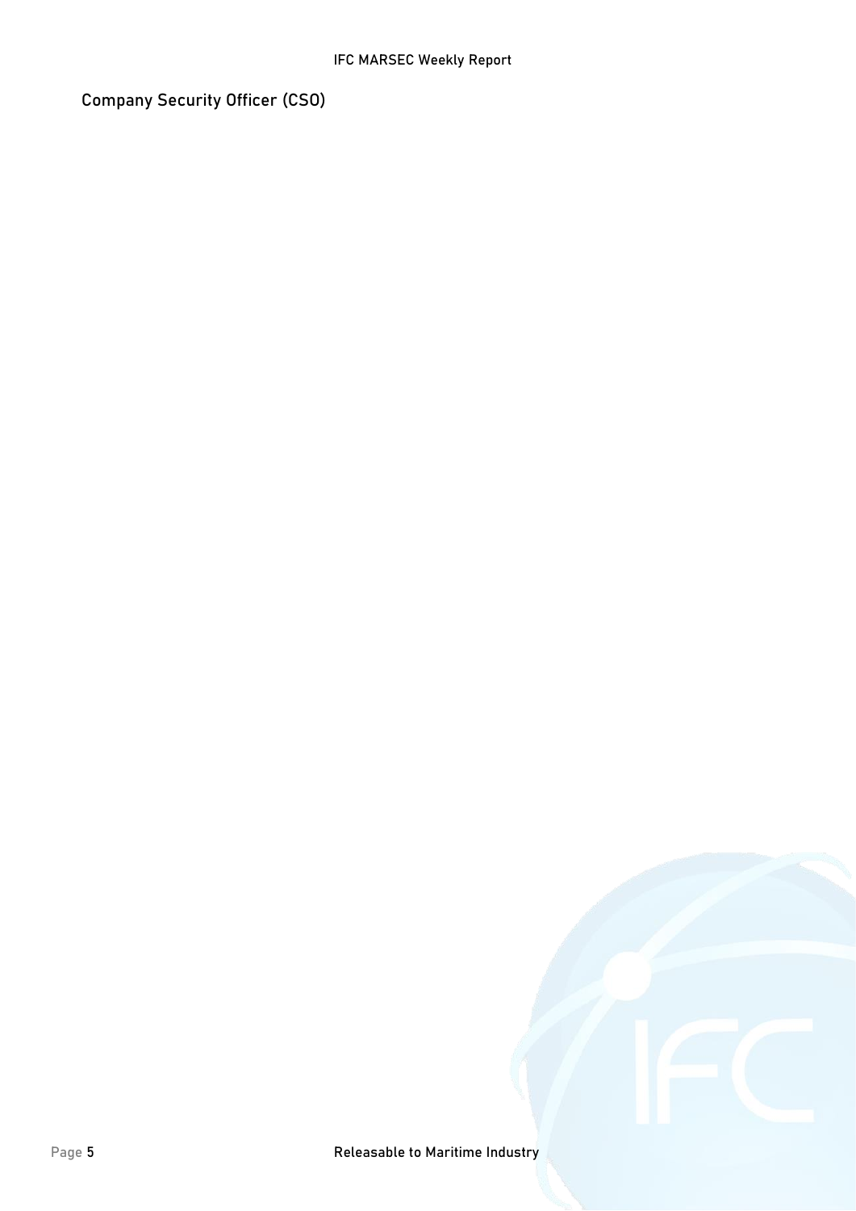## Company Security Officer (CSO)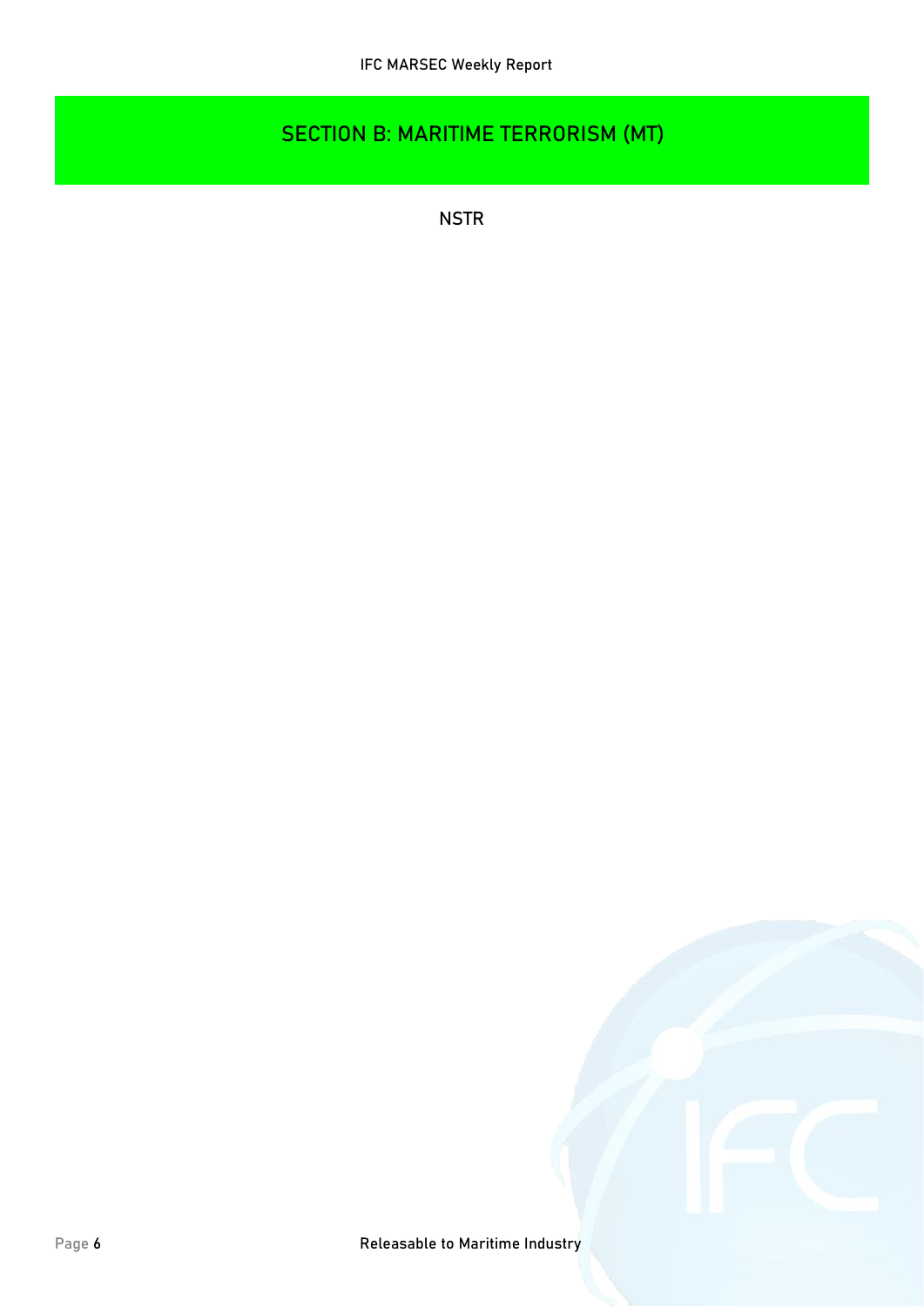# SECTION B: MARITIME TERRORISM (MT)

NSTR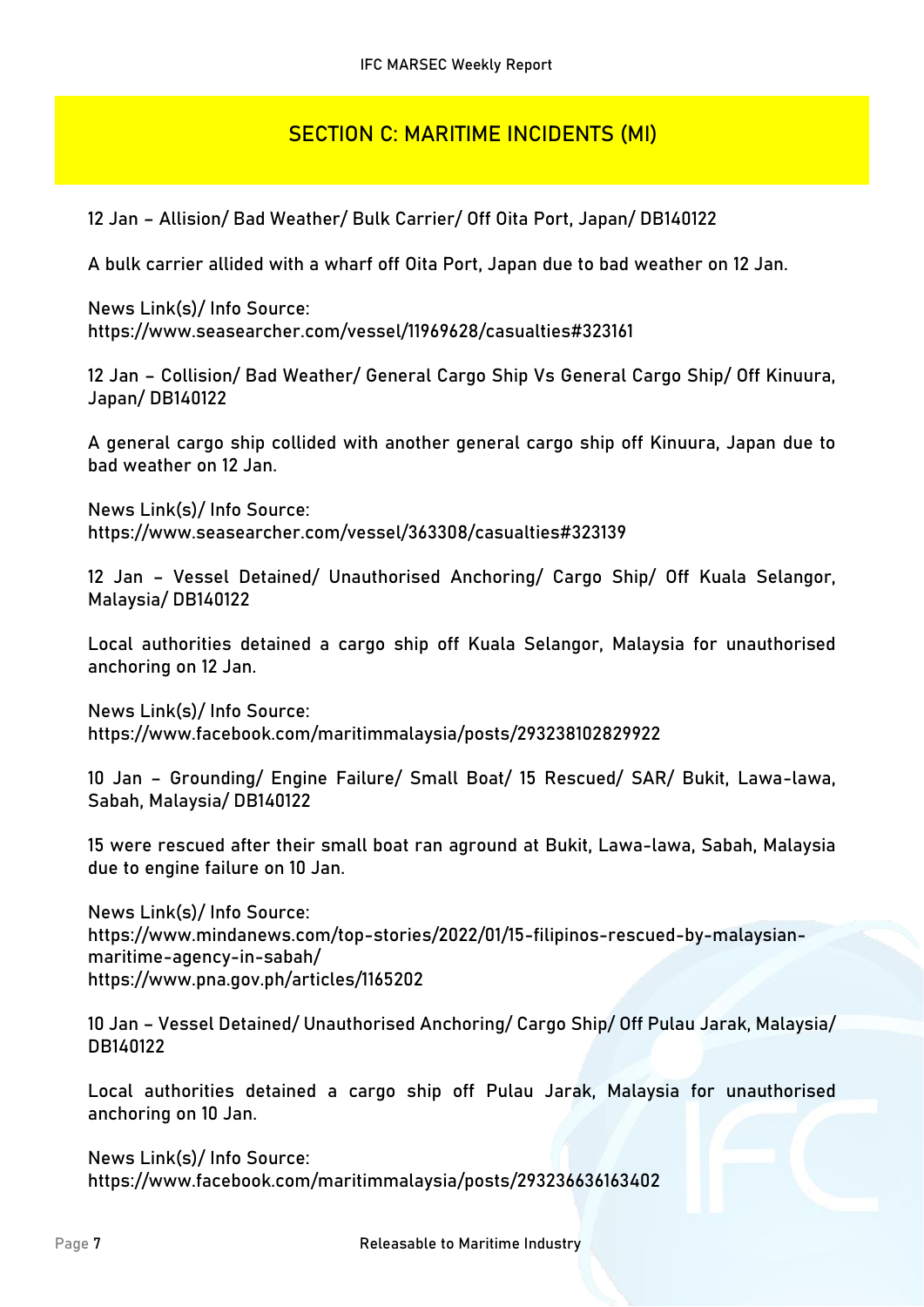## SECTION C: MARITIME INCIDENTS (MI)

12 Jan – Allision/ Bad Weather/ Bulk Carrier/ Off Oita Port, Japan/ DB140122

A bulk carrier allided with a wharf off Oita Port, Japan due to bad weather on 12 Jan.

News Link(s)/ Info Source:
https://www.seasearcher.com/vessel/11969628/casualties#323161

12 Jan – Collision/ Bad Weather/ General Cargo Ship Vs General Cargo Ship/ Off Kinuura, Japan/ DB140122

A general cargo ship collided with another general cargo ship off Kinuura, Japan due to bad weather on 12 Jan.

News Link(s)/ Info Source:
https://www.seasearcher.com/vessel/363308/casualties#323139

12 Jan – Vessel Detained/ Unauthorised Anchoring/ Cargo Ship/ Off Kuala Selangor, Malaysia/ DB140122

Local authorities detained a cargo ship off Kuala Selangor, Malaysia for unauthorised anchoring on 12 Jan.

News Link(s)/ Info Source:
https://www.facebook.com/maritimmalaysia/posts/293238102829922

10 Jan – Grounding/ Engine Failure/ Small Boat/ 15 Rescued/ SAR/ Bukit, Lawa-lawa, Sabah, Malaysia/ DB140122

15 were rescued after their small boat ran aground at Bukit, Lawa-lawa, Sabah, Malaysia due to engine failure on 10 Jan.

News Link(s)/ Info Source:
https://www.mindanews.com/top-stories/2022/01/15-filipinos-rescued-by-malaysian-maritime-agency-in-sabah/
https://www.pna.gov.ph/articles/1165202

10 Jan – Vessel Detained/ Unauthorised Anchoring/ Cargo Ship/ Off Pulau Jarak, Malaysia/ DB140122

Local authorities detained a cargo ship off Pulau Jarak, Malaysia for unauthorised anchoring on 10 Jan.

News Link(s)/ Info Source:
https://www.facebook.com/maritimmalaysia/posts/293236636163402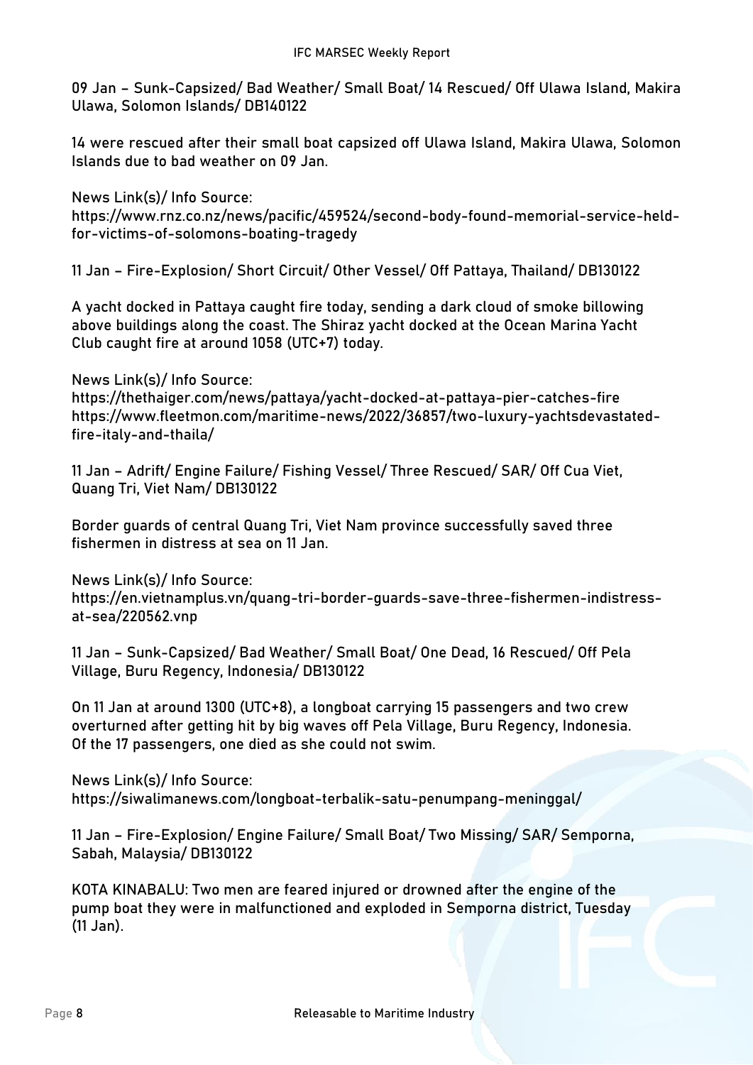09 Jan – Sunk-Capsized/ Bad Weather/ Small Boat/ 14 Rescued/ Off Ulawa Island, Makira Ulawa, Solomon Islands/ DB140122

14 were rescued after their small boat capsized off Ulawa Island, Makira Ulawa, Solomon Islands due to bad weather on 09 Jan.

News Link(s)/ Info Source:
https://www.rnz.co.nz/news/pacific/459524/second-body-found-memorial-service-held-for-victims-of-solomons-boating-tragedy

11 Jan – Fire-Explosion/ Short Circuit/ Other Vessel/ Off Pattaya, Thailand/ DB130122

A yacht docked in Pattaya caught fire today, sending a dark cloud of smoke billowing above buildings along the coast. The Shiraz yacht docked at the Ocean Marina Yacht Club caught fire at around 1058 (UTC+7) today.

News Link(s)/ Info Source:
https://thethaiger.com/news/pattaya/yacht-docked-at-pattaya-pier-catches-fire
https://www.fleetmon.com/maritime-news/2022/36857/two-luxury-yachtsdevastated-fire-italy-and-thaila/

11 Jan – Adrift/ Engine Failure/ Fishing Vessel/ Three Rescued/ SAR/ Off Cua Viet, Quang Tri, Viet Nam/ DB130122

Border guards of central Quang Tri, Viet Nam province successfully saved three fishermen in distress at sea on 11 Jan.

News Link(s)/ Info Source:
https://en.vietnamplus.vn/quang-tri-border-guards-save-three-fishermen-indistress-at-sea/220562.vnp

11 Jan – Sunk-Capsized/ Bad Weather/ Small Boat/ One Dead, 16 Rescued/ Off Pela Village, Buru Regency, Indonesia/ DB130122

On 11 Jan at around 1300 (UTC+8), a longboat carrying 15 passengers and two crew overturned after getting hit by big waves off Pela Village, Buru Regency, Indonesia. Of the 17 passengers, one died as she could not swim.

News Link(s)/ Info Source:
https://siwalimanews.com/longboat-terbalik-satu-penumpang-meninggal/

11 Jan – Fire-Explosion/ Engine Failure/ Small Boat/ Two Missing/ SAR/ Semporna, Sabah, Malaysia/ DB130122

KOTA KINABALU: Two men are feared injured or drowned after the engine of the pump boat they were in malfunctioned and exploded in Semporna district, Tuesday (11 Jan).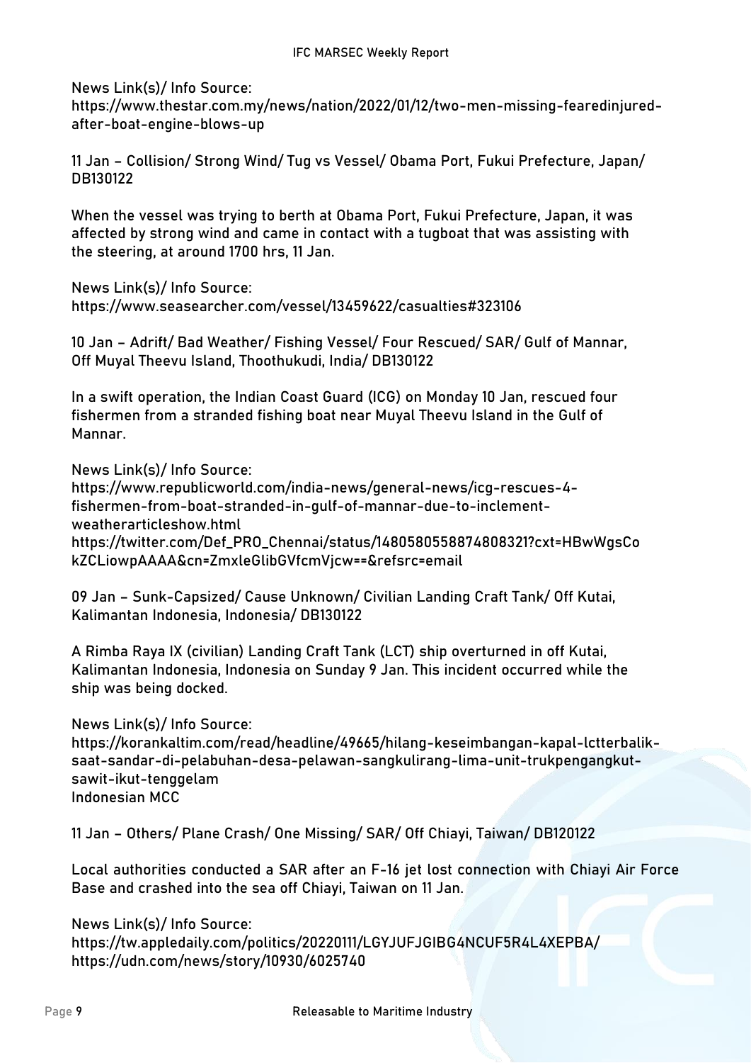News Link(s)/ Info Source:
https://www.thestar.com.my/news/nation/2022/01/12/two-men-missing-fearedinjured-after-boat-engine-blows-up

11 Jan – Collision/ Strong Wind/ Tug vs Vessel/ Obama Port, Fukui Prefecture, Japan/ DB130122

When the vessel was trying to berth at Obama Port, Fukui Prefecture, Japan, it was affected by strong wind and came in contact with a tugboat that was assisting with the steering, at around 1700 hrs, 11 Jan.

News Link(s)/ Info Source:
https://www.seasearcher.com/vessel/13459622/casualties#323106

10 Jan – Adrift/ Bad Weather/ Fishing Vessel/ Four Rescued/ SAR/ Gulf of Mannar, Off Muyal Theevu Island, Thoothukudi, India/ DB130122

In a swift operation, the Indian Coast Guard (ICG) on Monday 10 Jan, rescued four fishermen from a stranded fishing boat near Muyal Theevu Island in the Gulf of Mannar.

News Link(s)/ Info Source:
https://www.republicworld.com/india-news/general-news/icg-rescues-4-fishermen-from-boat-stranded-in-gulf-of-mannar-due-to-inclement-weatherarticleshow.html
https://twitter.com/Def_PRO_Chennai/status/1480580558874808321?cxt=HBwWgsCokZCLiowpAAAA&cn=ZmxleGlibGVfcmVjcw==&refsrc=email

09 Jan – Sunk-Capsized/ Cause Unknown/ Civilian Landing Craft Tank/ Off Kutai, Kalimantan Indonesia, Indonesia/ DB130122

A Rimba Raya IX (civilian) Landing Craft Tank (LCT) ship overturned in off Kutai, Kalimantan Indonesia, Indonesia on Sunday 9 Jan. This incident occurred while the ship was being docked.

News Link(s)/ Info Source:
https://korankaltim.com/read/headline/49665/hilang-keseimbangan-kapal-lctterbalik-saat-sandar-di-pelabuhan-desa-pelawan-sangkulirang-lima-unit-trukpengangkut-sawit-ikut-tenggelam
Indonesian MCC

11 Jan – Others/ Plane Crash/ One Missing/ SAR/ Off Chiayi, Taiwan/ DB120122

Local authorities conducted a SAR after an F-16 jet lost connection with Chiayi Air Force Base and crashed into the sea off Chiayi, Taiwan on 11 Jan.

News Link(s)/ Info Source:
https://tw.appledaily.com/politics/20220111/LGYJUFJGIBG4NCUF5R4L4XEPBA/
https://udn.com/news/story/10930/6025740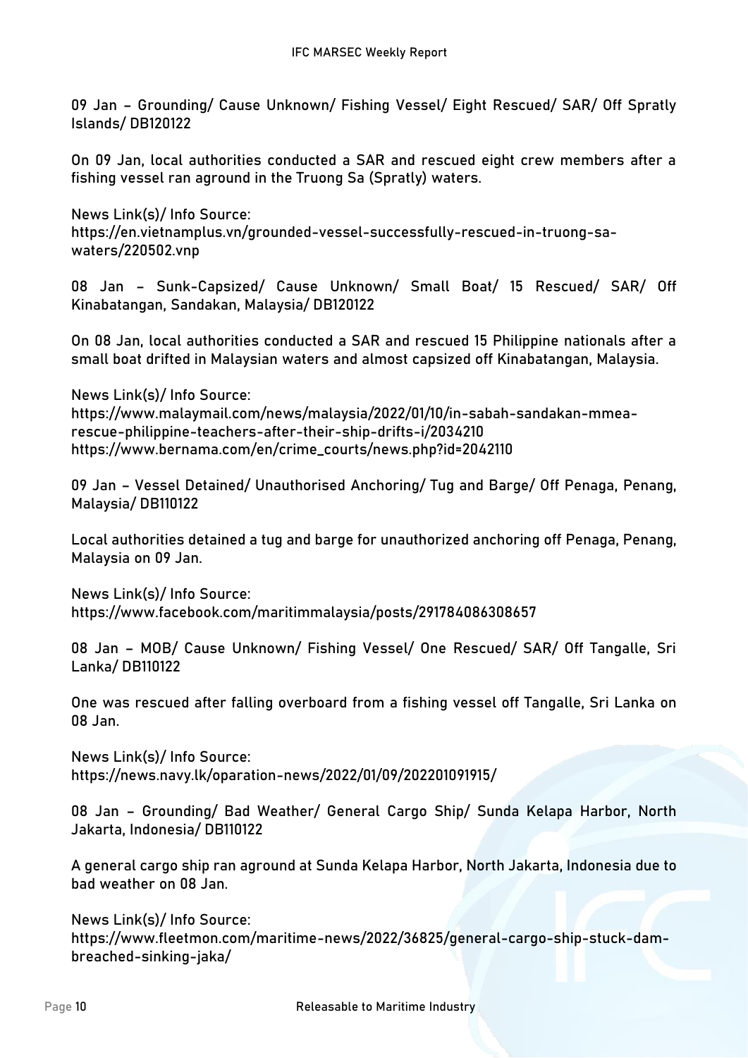09 Jan – Grounding/ Cause Unknown/ Fishing Vessel/ Eight Rescued/ SAR/ Off Spratly Islands/ DB120122

On 09 Jan, local authorities conducted a SAR and rescued eight crew members after a fishing vessel ran aground in the Truong Sa (Spratly) waters.

News Link(s)/ Info Source:
https://en.vietnamplus.vn/grounded-vessel-successfully-rescued-in-truong-sa-waters/220502.vnp

08 Jan – Sunk-Capsized/ Cause Unknown/ Small Boat/ 15 Rescued/ SAR/ Off Kinabatangan, Sandakan, Malaysia/ DB120122

On 08 Jan, local authorities conducted a SAR and rescued 15 Philippine nationals after a small boat drifted in Malaysian waters and almost capsized off Kinabatangan, Malaysia.

News Link(s)/ Info Source:
https://www.malaymail.com/news/malaysia/2022/01/10/in-sabah-sandakan-mmea-rescue-philippine-teachers-after-their-ship-drifts-i/2034210
https://www.bernama.com/en/crime_courts/news.php?id=2042110

09 Jan – Vessel Detained/ Unauthorised Anchoring/ Tug and Barge/ Off Penaga, Penang, Malaysia/ DB110122

Local authorities detained a tug and barge for unauthorized anchoring off Penaga, Penang, Malaysia on 09 Jan.

News Link(s)/ Info Source:
https://www.facebook.com/maritimmalaysia/posts/291784086308657

08 Jan – MOB/ Cause Unknown/ Fishing Vessel/ One Rescued/ SAR/ Off Tangalle, Sri Lanka/ DB110122

One was rescued after falling overboard from a fishing vessel off Tangalle, Sri Lanka on 08 Jan.

News Link(s)/ Info Source:
https://news.navy.lk/oparation-news/2022/01/09/202201091915/

08 Jan – Grounding/ Bad Weather/ General Cargo Ship/ Sunda Kelapa Harbor, North Jakarta, Indonesia/ DB110122

A general cargo ship ran aground at Sunda Kelapa Harbor, North Jakarta, Indonesia due to bad weather on 08 Jan.

News Link(s)/ Info Source:
https://www.fleetmon.com/maritime-news/2022/36825/general-cargo-ship-stuck-dam-breached-sinking-jaka/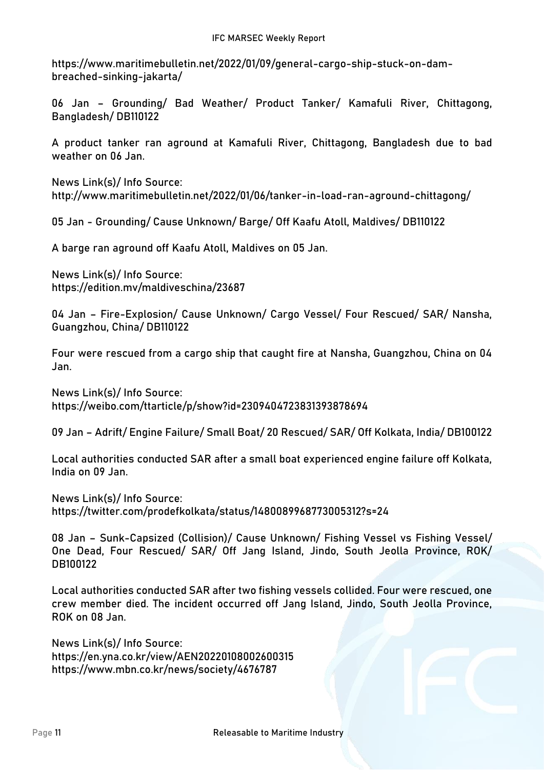https://www.maritimebulletin.net/2022/01/09/general-cargo-ship-stuck-on-dam-breached-sinking-jakarta/

06 Jan – Grounding/ Bad Weather/ Product Tanker/ Kamafuli River, Chittagong, Bangladesh/ DB110122

A product tanker ran aground at Kamafuli River, Chittagong, Bangladesh due to bad weather on 06 Jan.

News Link(s)/ Info Source:
http://www.maritimebulletin.net/2022/01/06/tanker-in-load-ran-aground-chittagong/

05 Jan - Grounding/ Cause Unknown/ Barge/ Off Kaafu Atoll, Maldives/ DB110122

A barge ran aground off Kaafu Atoll, Maldives on 05 Jan.

News Link(s)/ Info Source:
https://edition.mv/maldiveschina/23687

04 Jan – Fire-Explosion/ Cause Unknown/ Cargo Vessel/ Four Rescued/ SAR/ Nansha, Guangzhou, China/ DB110122

Four were rescued from a cargo ship that caught fire at Nansha, Guangzhou, China on 04 Jan.

News Link(s)/ Info Source:
https://weibo.com/ttarticle/p/show?id=2309404723831393878694

09 Jan – Adrift/ Engine Failure/ Small Boat/ 20 Rescued/ SAR/ Off Kolkata, India/ DB100122

Local authorities conducted SAR after a small boat experienced engine failure off Kolkata, India on 09 Jan.

News Link(s)/ Info Source:
https://twitter.com/prodefkolkata/status/1480089968773005312?s=24

08 Jan – Sunk-Capsized (Collision)/ Cause Unknown/ Fishing Vessel vs Fishing Vessel/ One Dead, Four Rescued/ SAR/ Off Jang Island, Jindo, South Jeolla Province, ROK/ DB100122

Local authorities conducted SAR after two fishing vessels collided. Four were rescued, one crew member died. The incident occurred off Jang Island, Jindo, South Jeolla Province, ROK on 08 Jan.

News Link(s)/ Info Source:
https://en.yna.co.kr/view/AEN20220108002600315
https://www.mbn.co.kr/news/society/4676787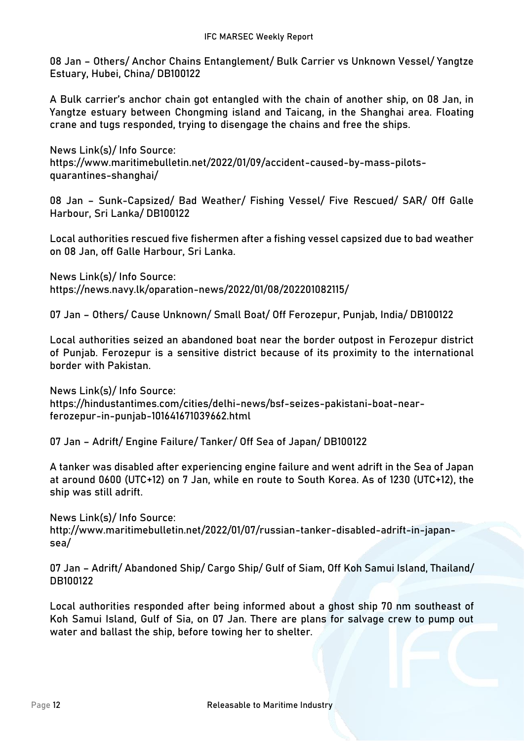08 Jan – Others/ Anchor Chains Entanglement/ Bulk Carrier vs Unknown Vessel/ Yangtze Estuary, Hubei, China/ DB100122

A Bulk carrier's anchor chain got entangled with the chain of another ship, on 08 Jan, in Yangtze estuary between Chongming island and Taicang, in the Shanghai area. Floating crane and tugs responded, trying to disengage the chains and free the ships.

News Link(s)/ Info Source:
https://www.maritimebulletin.net/2022/01/09/accident-caused-by-mass-pilots-quarantines-shanghai/

08 Jan – Sunk-Capsized/ Bad Weather/ Fishing Vessel/ Five Rescued/ SAR/ Off Galle Harbour, Sri Lanka/ DB100122

Local authorities rescued five fishermen after a fishing vessel capsized due to bad weather on 08 Jan, off Galle Harbour, Sri Lanka.

News Link(s)/ Info Source:
https://news.navy.lk/oparation-news/2022/01/08/202201082115/

07 Jan – Others/ Cause Unknown/ Small Boat/ Off Ferozepur, Punjab, India/ DB100122

Local authorities seized an abandoned boat near the border outpost in Ferozepur district of Punjab. Ferozepur is a sensitive district because of its proximity to the international border with Pakistan.

News Link(s)/ Info Source:
https://hindustantimes.com/cities/delhi-news/bsf-seizes-pakistani-boat-near-ferozepur-in-punjab-101641671039662.html

07 Jan – Adrift/ Engine Failure/ Tanker/ Off Sea of Japan/ DB100122

A tanker was disabled after experiencing engine failure and went adrift in the Sea of Japan at around 0600 (UTC+12) on 7 Jan, while en route to South Korea. As of 1230 (UTC+12), the ship was still adrift.

News Link(s)/ Info Source:
http://www.maritimebulletin.net/2022/01/07/russian-tanker-disabled-adrift-in-japan-sea/

07 Jan – Adrift/ Abandoned Ship/ Cargo Ship/ Gulf of Siam, Off Koh Samui Island, Thailand/ DB100122

Local authorities responded after being informed about a ghost ship 70 nm southeast of Koh Samui Island, Gulf of Sia, on 07 Jan. There are plans for salvage crew to pump out water and ballast the ship, before towing her to shelter.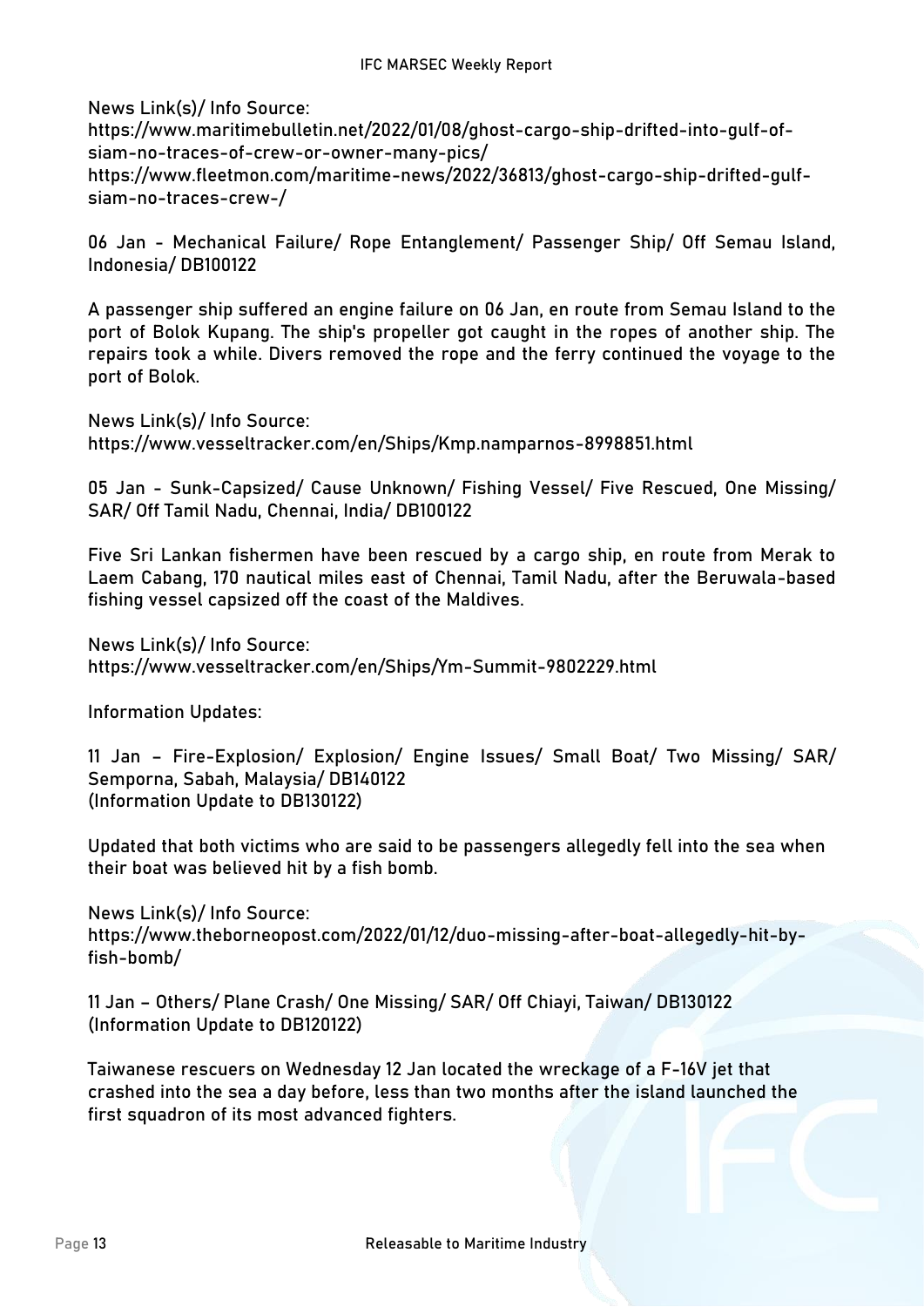News Link(s)/ Info Source:
https://www.maritimebulletin.net/2022/01/08/ghost-cargo-ship-drifted-into-gulf-of-siam-no-traces-of-crew-or-owner-many-pics/
https://www.fleetmon.com/maritime-news/2022/36813/ghost-cargo-ship-drifted-gulf-siam-no-traces-crew-/

06 Jan - Mechanical Failure/ Rope Entanglement/ Passenger Ship/ Off Semau Island, Indonesia/ DB100122

A passenger ship suffered an engine failure on 06 Jan, en route from Semau Island to the port of Bolok Kupang. The ship's propeller got caught in the ropes of another ship. The repairs took a while. Divers removed the rope and the ferry continued the voyage to the port of Bolok.

News Link(s)/ Info Source:
https://www.vesseltracker.com/en/Ships/Kmp.namparnos-8998851.html

05 Jan - Sunk-Capsized/ Cause Unknown/ Fishing Vessel/ Five Rescued, One Missing/ SAR/ Off Tamil Nadu, Chennai, India/ DB100122

Five Sri Lankan fishermen have been rescued by a cargo ship, en route from Merak to Laem Cabang, 170 nautical miles east of Chennai, Tamil Nadu, after the Beruwala-based fishing vessel capsized off the coast of the Maldives.

News Link(s)/ Info Source:
https://www.vesseltracker.com/en/Ships/Ym-Summit-9802229.html

Information Updates:

11 Jan – Fire-Explosion/ Explosion/ Engine Issues/ Small Boat/ Two Missing/ SAR/ Semporna, Sabah, Malaysia/ DB140122
(Information Update to DB130122)

Updated that both victims who are said to be passengers allegedly fell into the sea when their boat was believed hit by a fish bomb.

News Link(s)/ Info Source:
https://www.theborneopost.com/2022/01/12/duo-missing-after-boat-allegedly-hit-by-fish-bomb/

11 Jan – Others/ Plane Crash/ One Missing/ SAR/ Off Chiayi, Taiwan/ DB130122
(Information Update to DB120122)

Taiwanese rescuers on Wednesday 12 Jan located the wreckage of a F-16V jet that crashed into the sea a day before, less than two months after the island launched the first squadron of its most advanced fighters.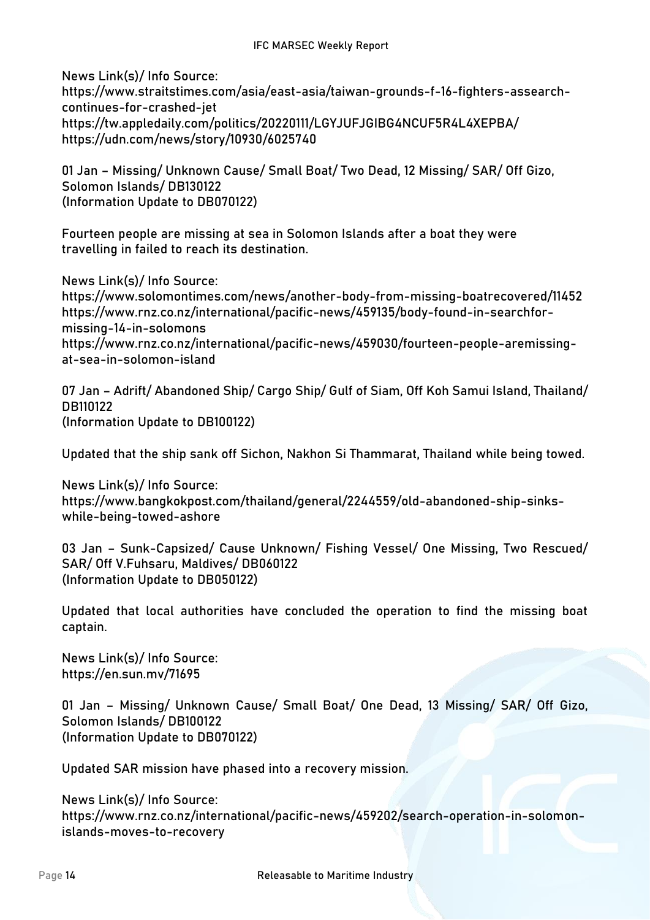News Link(s)/ Info Source:
https://www.straitstimes.com/asia/east-asia/taiwan-grounds-f-16-fighters-assearch-continues-for-crashed-jet
https://tw.appledaily.com/politics/20220111/LGYJUFJGIBG4NCUF5R4L4XEPBA/
https://udn.com/news/story/10930/6025740

01 Jan – Missing/ Unknown Cause/ Small Boat/ Two Dead, 12 Missing/ SAR/ Off Gizo, Solomon Islands/ DB130122
(Information Update to DB070122)

Fourteen people are missing at sea in Solomon Islands after a boat they were travelling in failed to reach its destination.

News Link(s)/ Info Source:
https://www.solomontimes.com/news/another-body-from-missing-boatrecovered/11452
https://www.rnz.co.nz/international/pacific-news/459135/body-found-in-searchfor-missing-14-in-solomons
https://www.rnz.co.nz/international/pacific-news/459030/fourteen-people-aremissing-at-sea-in-solomon-island

07 Jan – Adrift/ Abandoned Ship/ Cargo Ship/ Gulf of Siam, Off Koh Samui Island, Thailand/ DB110122
(Information Update to DB100122)

Updated that the ship sank off Sichon, Nakhon Si Thammarat, Thailand while being towed.

News Link(s)/ Info Source:
https://www.bangkokpost.com/thailand/general/2244559/old-abandoned-ship-sinks-while-being-towed-ashore

03 Jan – Sunk-Capsized/ Cause Unknown/ Fishing Vessel/ One Missing, Two Rescued/ SAR/ Off V.Fuhsaru, Maldives/ DB060122
(Information Update to DB050122)

Updated that local authorities have concluded the operation to find the missing boat captain.

News Link(s)/ Info Source:
https://en.sun.mv/71695

01 Jan – Missing/ Unknown Cause/ Small Boat/ One Dead, 13 Missing/ SAR/ Off Gizo, Solomon Islands/ DB100122
(Information Update to DB070122)

Updated SAR mission have phased into a recovery mission.

News Link(s)/ Info Source:
https://www.rnz.co.nz/international/pacific-news/459202/search-operation-in-solomon-islands-moves-to-recovery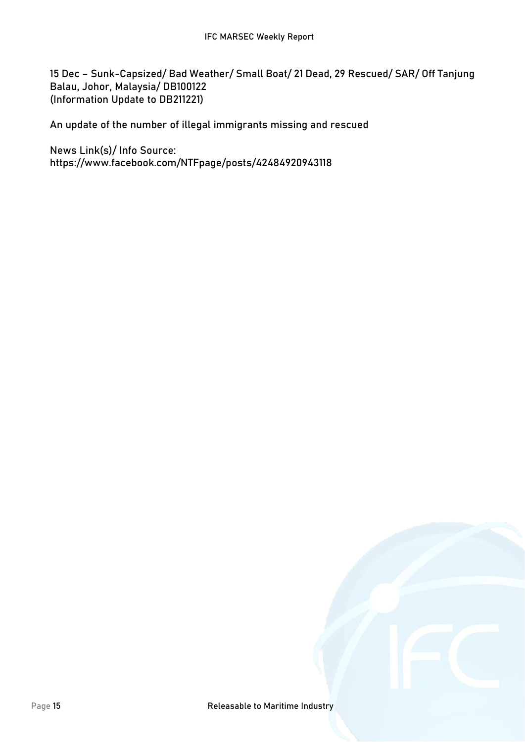**15 Dec – Sunk-Capsized/ Bad Weather/ Small Boat/ 21 Dead, 29 Rescued/ SAR/ Off Tanjung Balau, Johor, Malaysia/ DB100122**
**(Information Update to DB211221)**

An update of the number of illegal immigrants missing and rescued

News Link(s)/ Info Source:
https://www.facebook.com/NTFpage/posts/42484920943118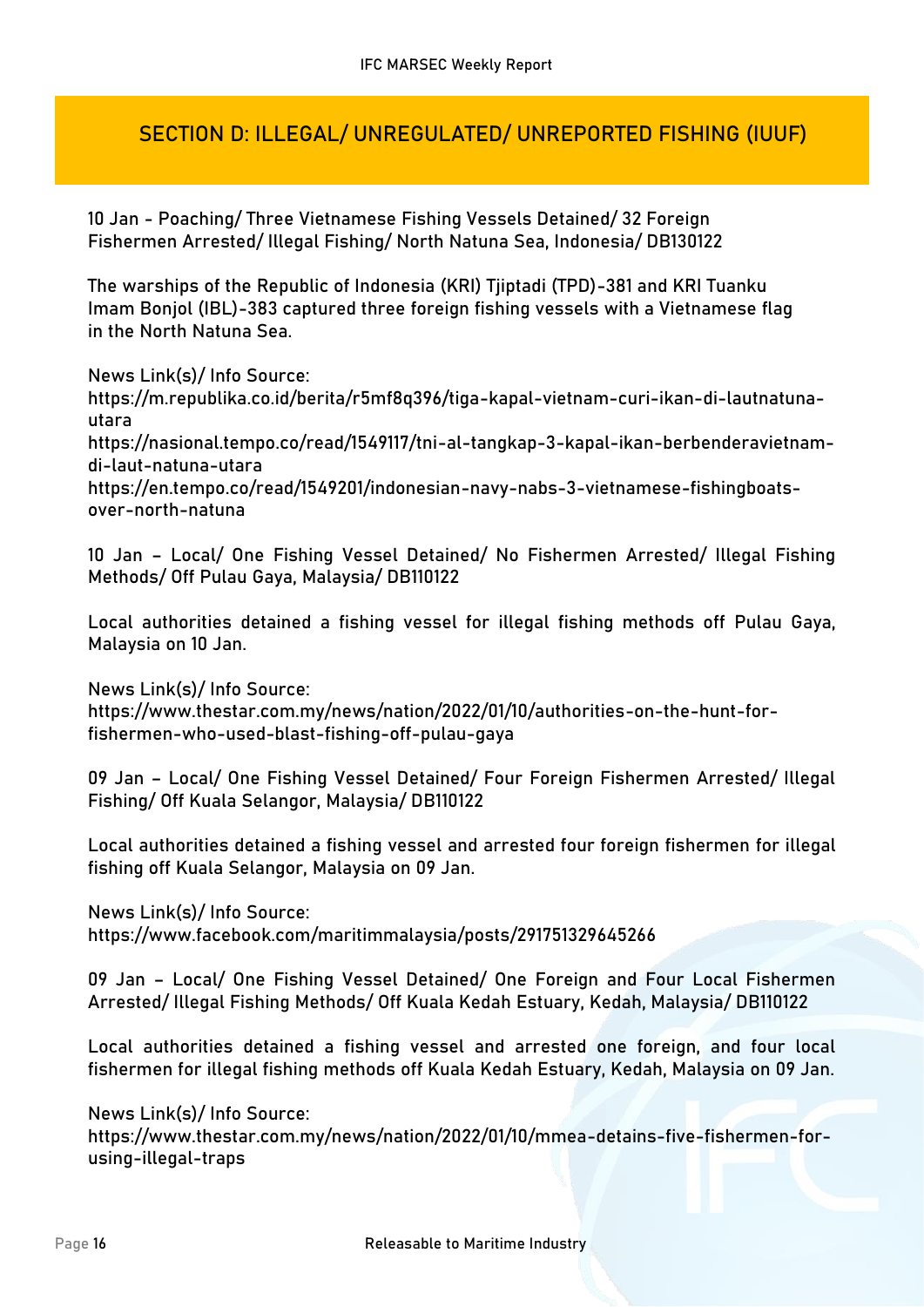## SECTION D: ILLEGAL/ UNREGULATED/ UNREPORTED FISHING (IUUF)

10 Jan - Poaching/ Three Vietnamese Fishing Vessels Detained/ 32 Foreign Fishermen Arrested/ Illegal Fishing/ North Natuna Sea, Indonesia/ DB130122

The warships of the Republic of Indonesia (KRI) Tjiptadi (TPD)-381 and KRI Tuanku Imam Bonjol (IBL)-383 captured three foreign fishing vessels with a Vietnamese flag in the North Natuna Sea.

News Link(s)/ Info Source:
https://m.republika.co.id/berita/r5mf8q396/tiga-kapal-vietnam-curi-ikan-di-lautnatuna-utara
https://nasional.tempo.co/read/1549117/tni-al-tangkap-3-kapal-ikan-berbenderavietnam-di-laut-natuna-utara
https://en.tempo.co/read/1549201/indonesian-navy-nabs-3-vietnamese-fishingboats-over-north-natuna

10 Jan – Local/ One Fishing Vessel Detained/ No Fishermen Arrested/ Illegal Fishing Methods/ Off Pulau Gaya, Malaysia/ DB110122

Local authorities detained a fishing vessel for illegal fishing methods off Pulau Gaya, Malaysia on 10 Jan.

News Link(s)/ Info Source:
https://www.thestar.com.my/news/nation/2022/01/10/authorities-on-the-hunt-for-fishermen-who-used-blast-fishing-off-pulau-gaya

09 Jan – Local/ One Fishing Vessel Detained/ Four Foreign Fishermen Arrested/ Illegal Fishing/ Off Kuala Selangor, Malaysia/ DB110122

Local authorities detained a fishing vessel and arrested four foreign fishermen for illegal fishing off Kuala Selangor, Malaysia on 09 Jan.

News Link(s)/ Info Source:
https://www.facebook.com/maritimmalaysia/posts/291751329645266

09 Jan – Local/ One Fishing Vessel Detained/ One Foreign and Four Local Fishermen Arrested/ Illegal Fishing Methods/ Off Kuala Kedah Estuary, Kedah, Malaysia/ DB110122

Local authorities detained a fishing vessel and arrested one foreign, and four local fishermen for illegal fishing methods off Kuala Kedah Estuary, Kedah, Malaysia on 09 Jan.

News Link(s)/ Info Source:
https://www.thestar.com.my/news/nation/2022/01/10/mmea-detains-five-fishermen-for-using-illegal-traps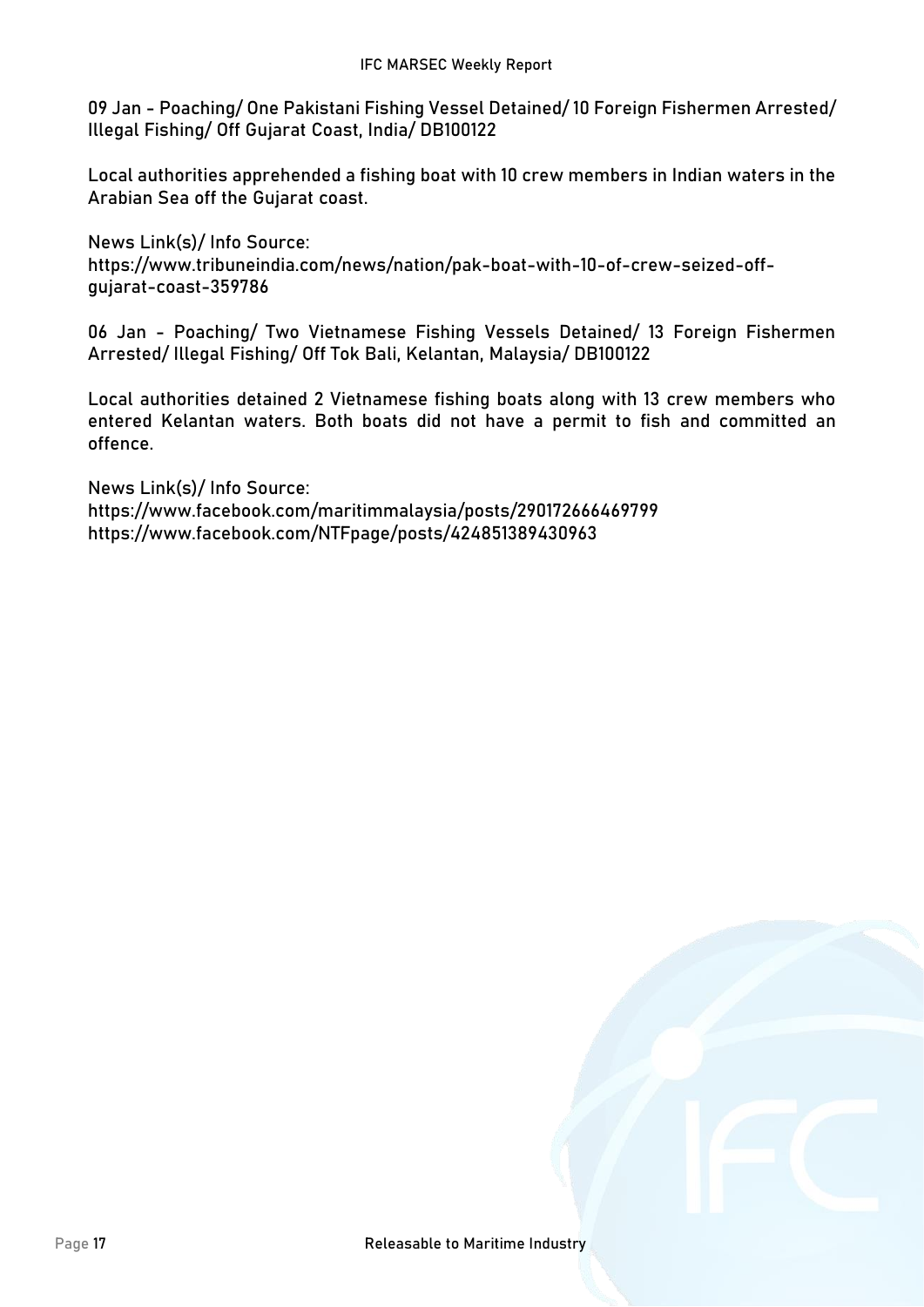09 Jan - Poaching/ One Pakistani Fishing Vessel Detained/ 10 Foreign Fishermen Arrested/ Illegal Fishing/ Off Gujarat Coast, India/ DB100122

Local authorities apprehended a fishing boat with 10 crew members in Indian waters in the Arabian Sea off the Gujarat coast.

News Link(s)/ Info Source:
https://www.tribuneindia.com/news/nation/pak-boat-with-10-of-crew-seized-off-gujarat-coast-359786

06 Jan - Poaching/ Two Vietnamese Fishing Vessels Detained/ 13 Foreign Fishermen Arrested/ Illegal Fishing/ Off Tok Bali, Kelantan, Malaysia/ DB100122

Local authorities detained 2 Vietnamese fishing boats along with 13 crew members who entered Kelantan waters. Both boats did not have a permit to fish and committed an offence.

News Link(s)/ Info Source:
https://www.facebook.com/maritimmalaysia/posts/290172666469799
https://www.facebook.com/NTFpage/posts/424851389430963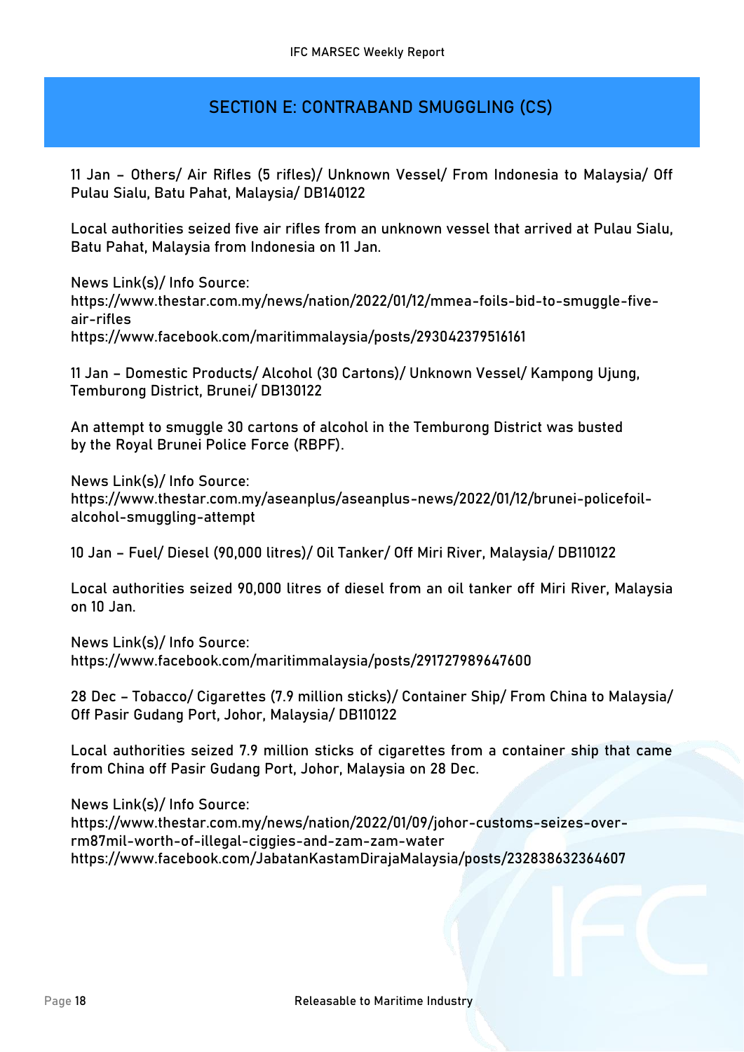## SECTION E: CONTRABAND SMUGGLING (CS)

11 Jan – Others/ Air Rifles (5 rifles)/ Unknown Vessel/ From Indonesia to Malaysia/ Off Pulau Sialu, Batu Pahat, Malaysia/ DB140122

Local authorities seized five air rifles from an unknown vessel that arrived at Pulau Sialu, Batu Pahat, Malaysia from Indonesia on 11 Jan.

News Link(s)/ Info Source:
https://www.thestar.com.my/news/nation/2022/01/12/mmea-foils-bid-to-smuggle-five-air-rifles
https://www.facebook.com/maritimmalaysia/posts/293042379516161

11 Jan – Domestic Products/ Alcohol (30 Cartons)/ Unknown Vessel/ Kampong Ujung, Temburong District, Brunei/ DB130122

An attempt to smuggle 30 cartons of alcohol in the Temburong District was busted by the Royal Brunei Police Force (RBPF).

News Link(s)/ Info Source:
https://www.thestar.com.my/aseanplus/aseanplus-news/2022/01/12/brunei-policefoil-alcohol-smuggling-attempt

10 Jan – Fuel/ Diesel (90,000 litres)/ Oil Tanker/ Off Miri River, Malaysia/ DB110122

Local authorities seized 90,000 litres of diesel from an oil tanker off Miri River, Malaysia on 10 Jan.

News Link(s)/ Info Source:
https://www.facebook.com/maritimmalaysia/posts/291727989647600

28 Dec – Tobacco/ Cigarettes (7.9 million sticks)/ Container Ship/ From China to Malaysia/ Off Pasir Gudang Port, Johor, Malaysia/ DB110122

Local authorities seized 7.9 million sticks of cigarettes from a container ship that came from China off Pasir Gudang Port, Johor, Malaysia on 28 Dec.

News Link(s)/ Info Source:
https://www.thestar.com.my/news/nation/2022/01/09/johor-customs-seizes-over-rm87mil-worth-of-illegal-ciggies-and-zam-zam-water
https://www.facebook.com/JabatanKastamDirajaMalaysia/posts/232838632364607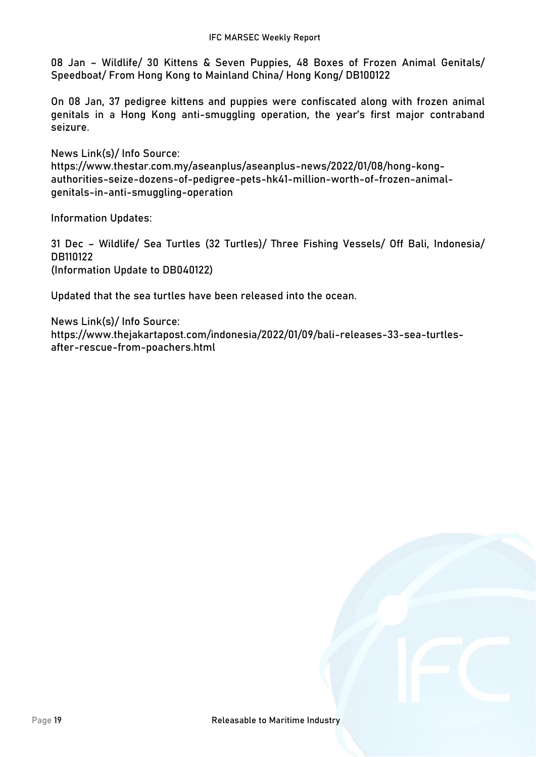**08 Jan – Wildlife/ 30 Kittens & Seven Puppies, 48 Boxes of Frozen Animal Genitals/ Speedboat/ From Hong Kong to Mainland China/ Hong Kong/ DB100122**

On 08 Jan, 37 pedigree kittens and puppies were confiscated along with frozen animal genitals in a Hong Kong anti-smuggling operation, the year's first major contraband seizure.

News Link(s)/ Info Source:
https://www.thestar.com.my/aseanplus/aseanplus-news/2022/01/08/hong-kong-authorities-seize-dozens-of-pedigree-pets-hk41-million-worth-of-frozen-animal-genitals-in-anti-smuggling-operation

Information Updates:

**31 Dec – Wildlife/ Sea Turtles (32 Turtles)/ Three Fishing Vessels/ Off Bali, Indonesia/ DB110122**
(Information Update to DB040122)

Updated that the sea turtles have been released into the ocean.

News Link(s)/ Info Source:
https://www.thejakartapost.com/indonesia/2022/01/09/bali-releases-33-sea-turtles-after-rescue-from-poachers.html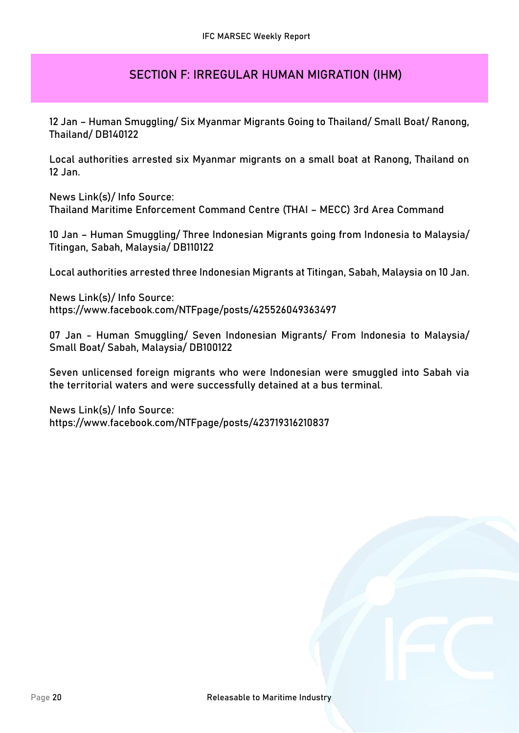## SECTION F: IRREGULAR HUMAN MIGRATION (IHM)

**12 Jan – Human Smuggling/ Six Myanmar Migrants Going to Thailand/ Small Boat/ Ranong, Thailand/ DB140122**

Local authorities arrested six Myanmar migrants on a small boat at Ranong, Thailand on 12 Jan.

News Link(s)/ Info Source:
Thailand Maritime Enforcement Command Centre (THAI – MECC) 3rd Area Command

**10 Jan – Human Smuggling/ Three Indonesian Migrants going from Indonesia to Malaysia/ Titingan, Sabah, Malaysia/ DB110122**

Local authorities arrested three Indonesian Migrants at Titingan, Sabah, Malaysia on 10 Jan.

News Link(s)/ Info Source:
https://www.facebook.com/NTFpage/posts/425526049363497

**07 Jan - Human Smuggling/ Seven Indonesian Migrants/ From Indonesia to Malaysia/ Small Boat/ Sabah, Malaysia/ DB100122**

Seven unlicensed foreign migrants who were Indonesian were smuggled into Sabah via the territorial waters and were successfully detained at a bus terminal.

News Link(s)/ Info Source:
https://www.facebook.com/NTFpage/posts/423719316210837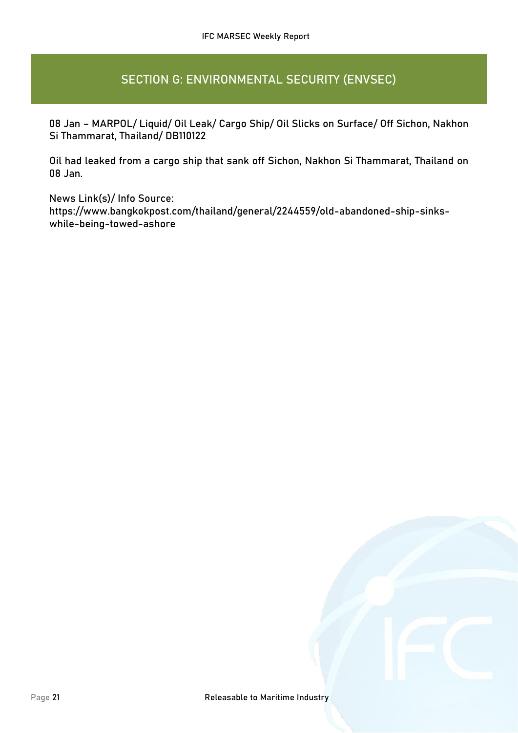# SECTION G: ENVIRONMENTAL SECURITY (ENVSEC)

**08 Jan – MARPOL/ Liquid/ Oil Leak/ Cargo Ship/ Oil Slicks on Surface/ Off Sichon, Nakhon Si Thammarat, Thailand/ DB110122**

Oil had leaked from a cargo ship that sank off Sichon, Nakhon Si Thammarat, Thailand on 08 Jan.

News Link(s)/ Info Source:
https://www.bangkokpost.com/thailand/general/2244559/old-abandoned-ship-sinks-while-being-towed-ashore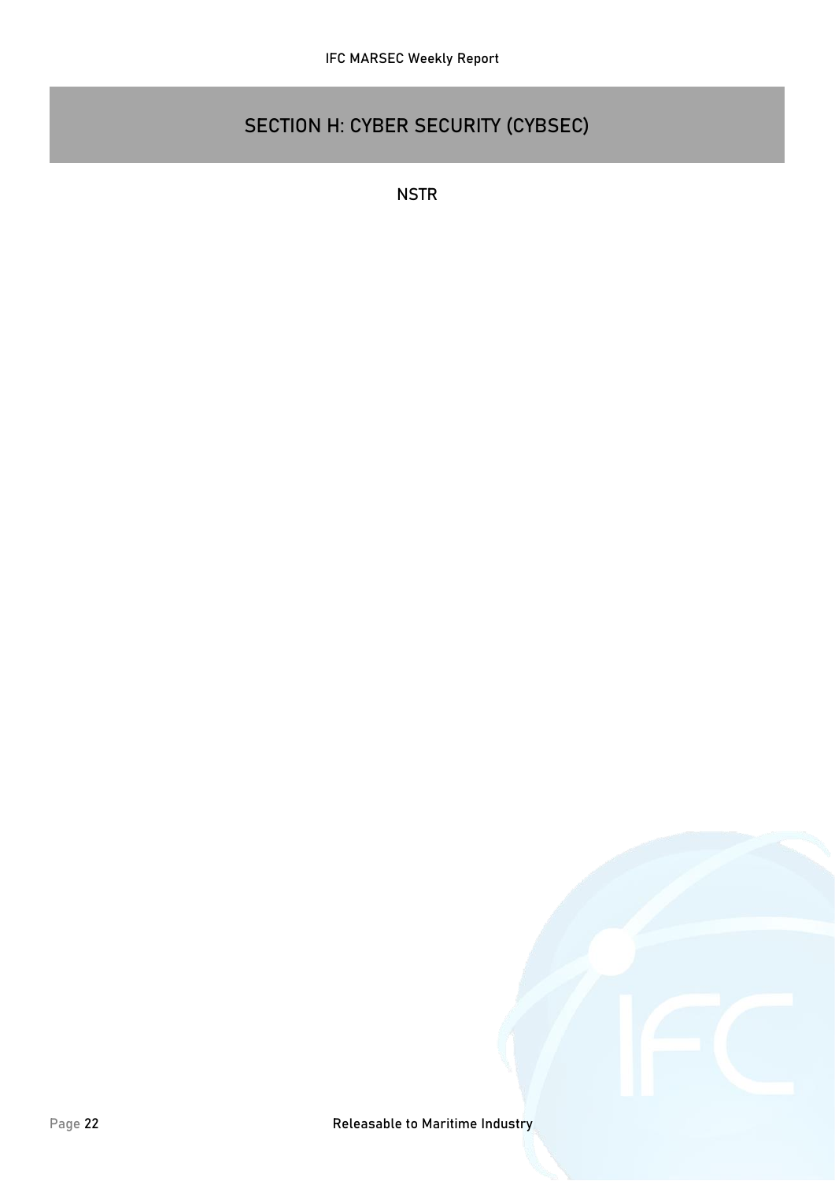# SECTION H: CYBER SECURITY (CYBSEC)

NSTR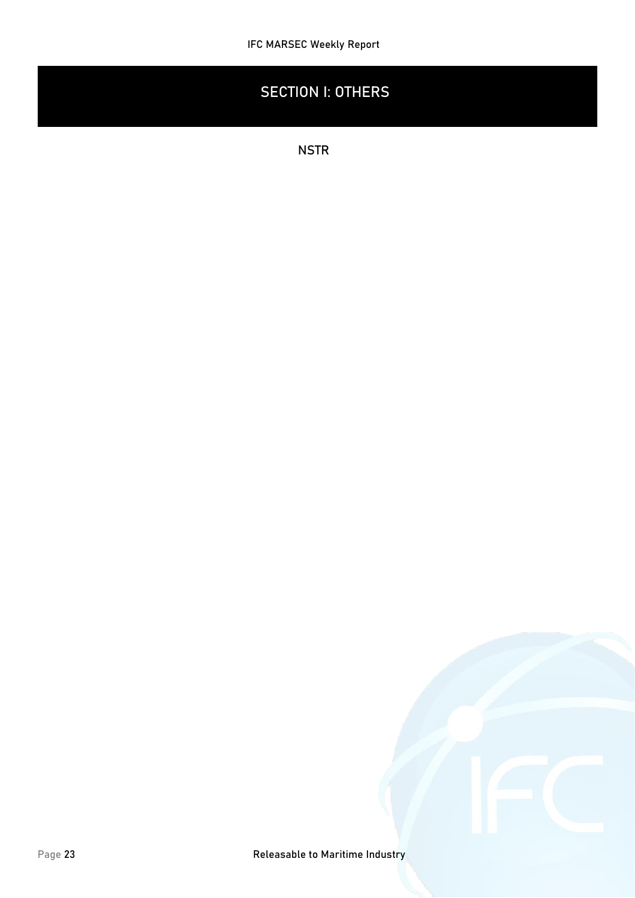# SECTION I: OTHERS

NSTR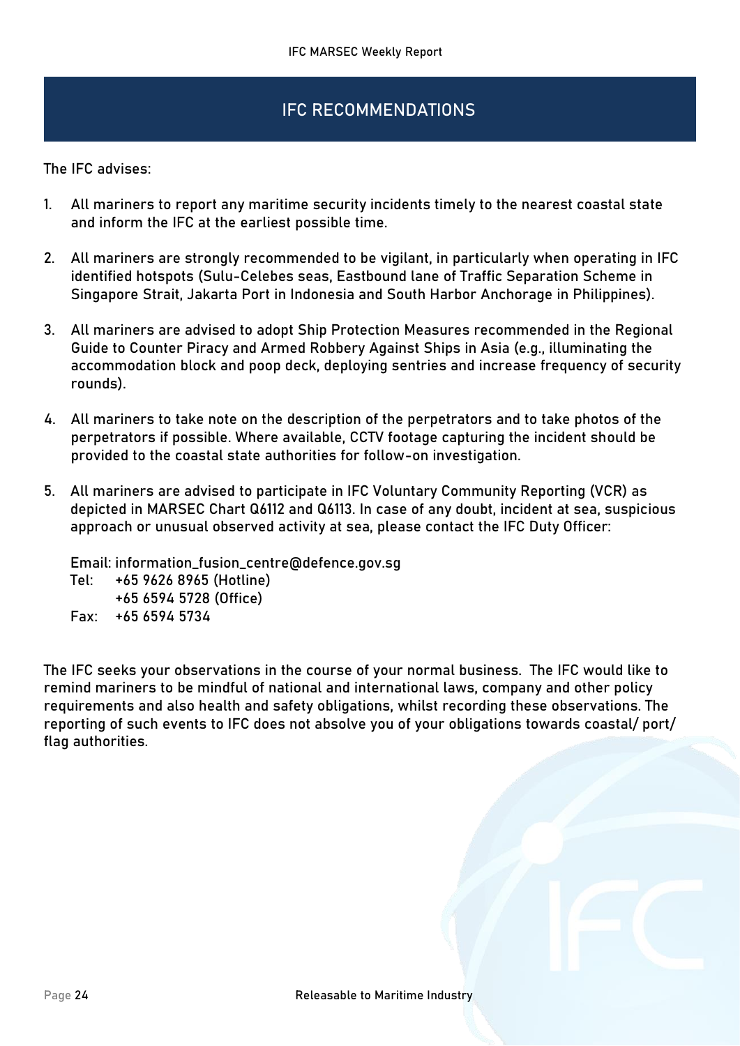# IFC RECOMMENDATIONS

The IFC advises:

1. All mariners to report any maritime security incidents timely to the nearest coastal state and inform the IFC at the earliest possible time.

2. All mariners are strongly recommended to be vigilant, in particularly when operating in IFC identified hotspots (Sulu-Celebes seas, Eastbound lane of Traffic Separation Scheme in Singapore Strait, Jakarta Port in Indonesia and South Harbor Anchorage in Philippines).

3. All mariners are advised to adopt Ship Protection Measures recommended in the Regional Guide to Counter Piracy and Armed Robbery Against Ships in Asia (e.g., illuminating the accommodation block and poop deck, deploying sentries and increase frequency of security rounds).

4. All mariners to take note on the description of the perpetrators and to take photos of the perpetrators if possible. Where available, CCTV footage capturing the incident should be provided to the coastal state authorities for follow-on investigation.

5. All mariners are advised to participate in IFC Voluntary Community Reporting (VCR) as depicted in MARSEC Chart Q6112 and Q6113. In case of any doubt, incident at sea, suspicious approach or unusual observed activity at sea, please contact the IFC Duty Officer:

   Email: information_fusion_centre@defence.gov.sg
   Tel: +65 9626 8965 (Hotline)
   +65 6594 5728 (Office)
   Fax: +65 6594 5734

The IFC seeks your observations in the course of your normal business. The IFC would like to remind mariners to be mindful of national and international laws, company and other policy requirements and also health and safety obligations, whilst recording these observations. The reporting of such events to IFC does not absolve you of your obligations towards coastal/ port/ flag authorities.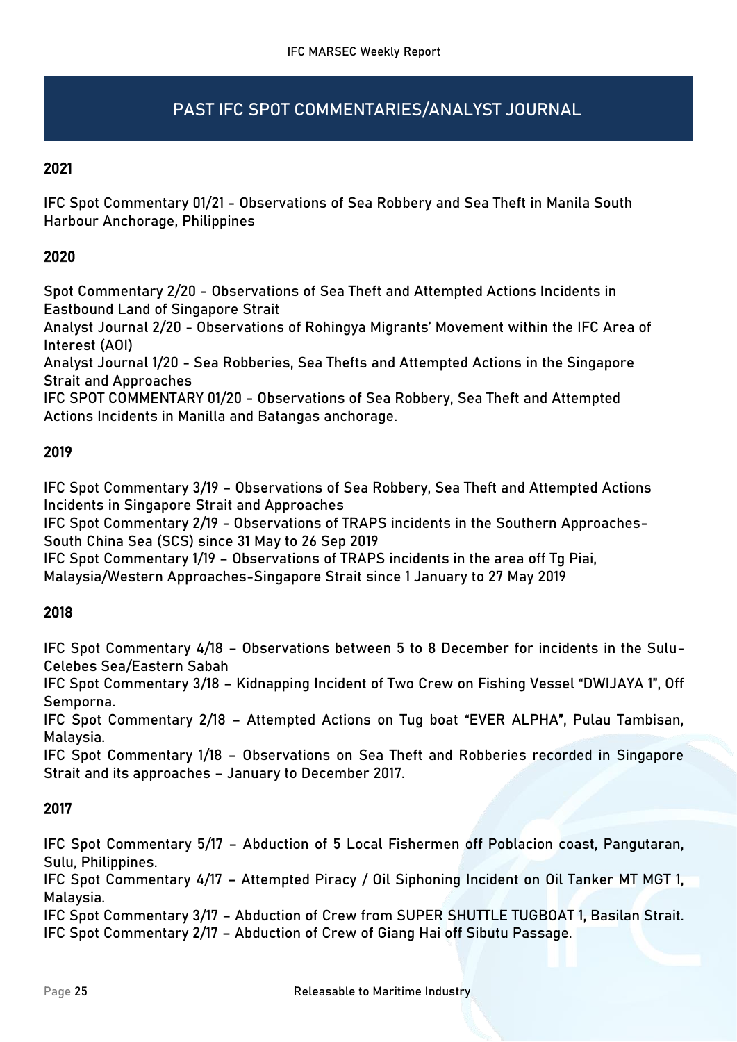# PAST IFC SPOT COMMENTARIES/ANALYST JOURNAL

## 2021

IFC Spot Commentary 01/21 - Observations of Sea Robbery and Sea Theft in Manila South Harbour Anchorage, Philippines

## 2020

Spot Commentary 2/20 - Observations of Sea Theft and Attempted Actions Incidents in Eastbound Land of Singapore Strait
Analyst Journal 2/20 - Observations of Rohingya Migrants' Movement within the IFC Area of Interest (AOI)
Analyst Journal 1/20 - Sea Robberies, Sea Thefts and Attempted Actions in the Singapore Strait and Approaches
IFC SPOT COMMENTARY 01/20 - Observations of Sea Robbery, Sea Theft and Attempted Actions Incidents in Manilla and Batangas anchorage.

## 2019

IFC Spot Commentary 3/19 – Observations of Sea Robbery, Sea Theft and Attempted Actions Incidents in Singapore Strait and Approaches
IFC Spot Commentary 2/19 - Observations of TRAPS incidents in the Southern Approaches-South China Sea (SCS) since 31 May to 26 Sep 2019
IFC Spot Commentary 1/19 – Observations of TRAPS incidents in the area off Tg Piai, Malaysia/Western Approaches-Singapore Strait since 1 January to 27 May 2019

## 2018

IFC Spot Commentary 4/18 – Observations between 5 to 8 December for incidents in the Sulu-Celebes Sea/Eastern Sabah
IFC Spot Commentary 3/18 – Kidnapping Incident of Two Crew on Fishing Vessel "DWIJAYA 1", Off Semporna.
IFC Spot Commentary 2/18 – Attempted Actions on Tug boat "EVER ALPHA", Pulau Tambisan, Malaysia.
IFC Spot Commentary 1/18 – Observations on Sea Theft and Robberies recorded in Singapore Strait and its approaches – January to December 2017.

## 2017

IFC Spot Commentary 5/17 – Abduction of 5 Local Fishermen off Poblacion coast, Pangutaran, Sulu, Philippines.
IFC Spot Commentary 4/17 – Attempted Piracy / Oil Siphoning Incident on Oil Tanker MT MGT 1, Malaysia.
IFC Spot Commentary 3/17 – Abduction of Crew from SUPER SHUTTLE TUGBOAT 1, Basilan Strait.
IFC Spot Commentary 2/17 – Abduction of Crew of Giang Hai off Sibutu Passage.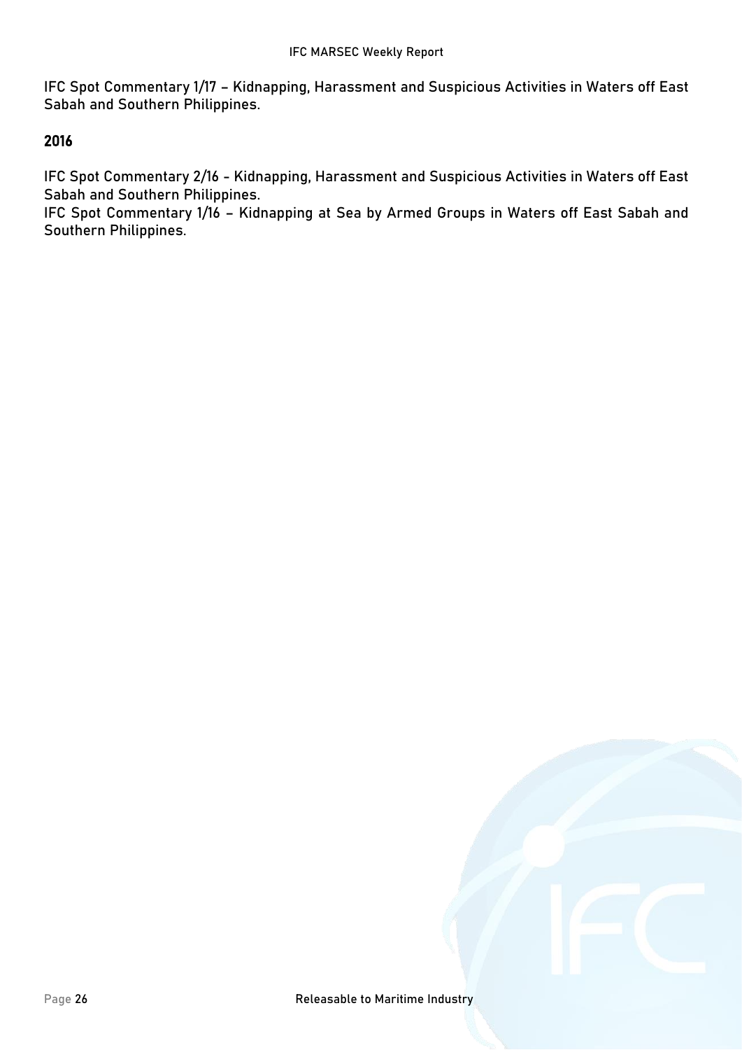IFC Spot Commentary 1/17 – Kidnapping, Harassment and Suspicious Activities in Waters off East Sabah and Southern Philippines.

## 2016

IFC Spot Commentary 2/16 - Kidnapping, Harassment and Suspicious Activities in Waters off East Sabah and Southern Philippines.

IFC Spot Commentary 1/16 – Kidnapping at Sea by Armed Groups in Waters off East Sabah and Southern Philippines.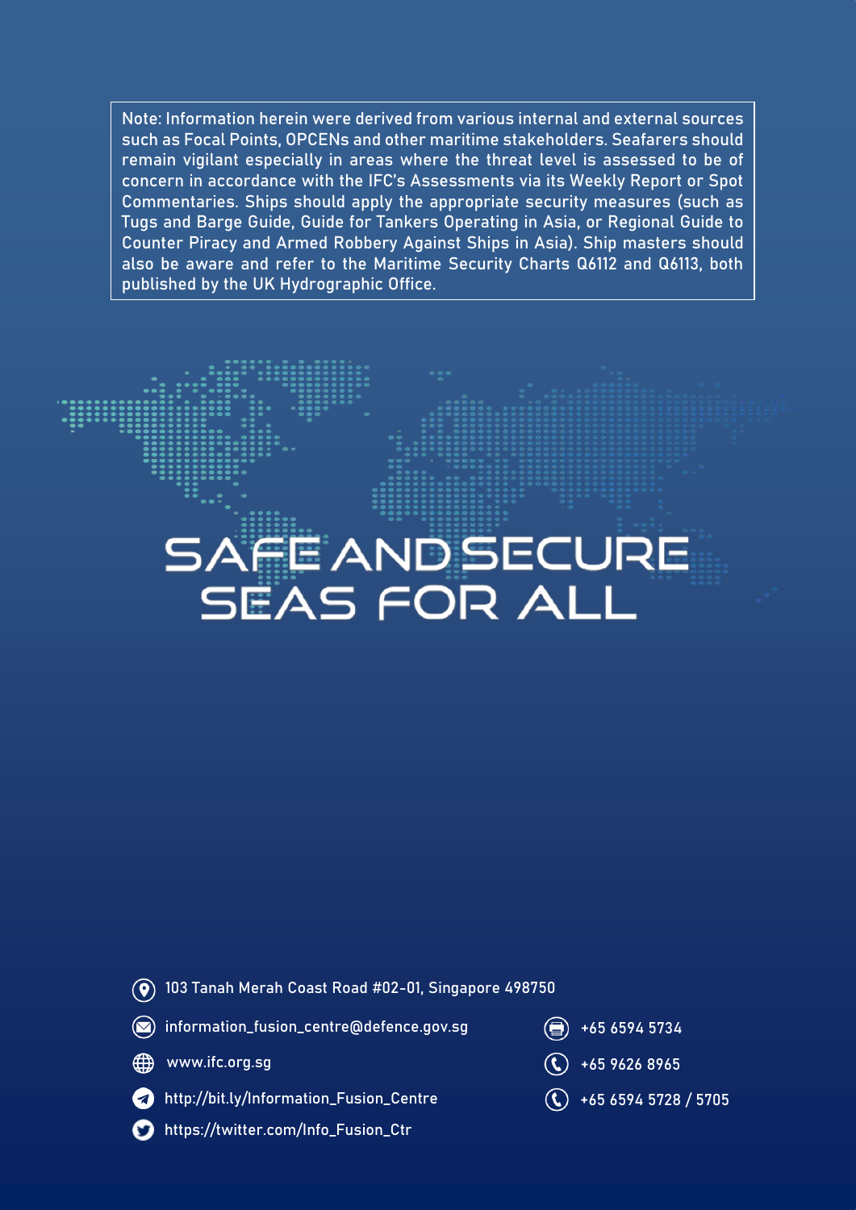Note: Information herein were derived from various internal and external sources such as Focal Points, OPCENs and other maritime stakeholders. Seafarers should remain vigilant especially in areas where the threat level is assessed to be of concern in accordance with the IFC's Assessments via its Weekly Report or Spot Commentaries. Ships should apply the appropriate security measures (such as Tugs and Barge Guide, Guide for Tankers Operating in Asia, or Regional Guide to Counter Piracy and Armed Robbery Against Ships in Asia). Ship masters should also be aware and refer to the Maritime Security Charts Q6112 and Q6113, both published by the UK Hydrographic Office.

# SAFE AND SECURE SEAS FOR ALL

103 Tanah Merah Coast Road #02-01, Singapore 498750

information_fusion_centre@defence.gov.sg

www.ifc.org.sg

http://bit.ly/Information_Fusion_Centre

https://twitter.com/Info_Fusion_Ctr

+65 6594 5734

+65 9626 8965

+65 6594 5728 / 5705